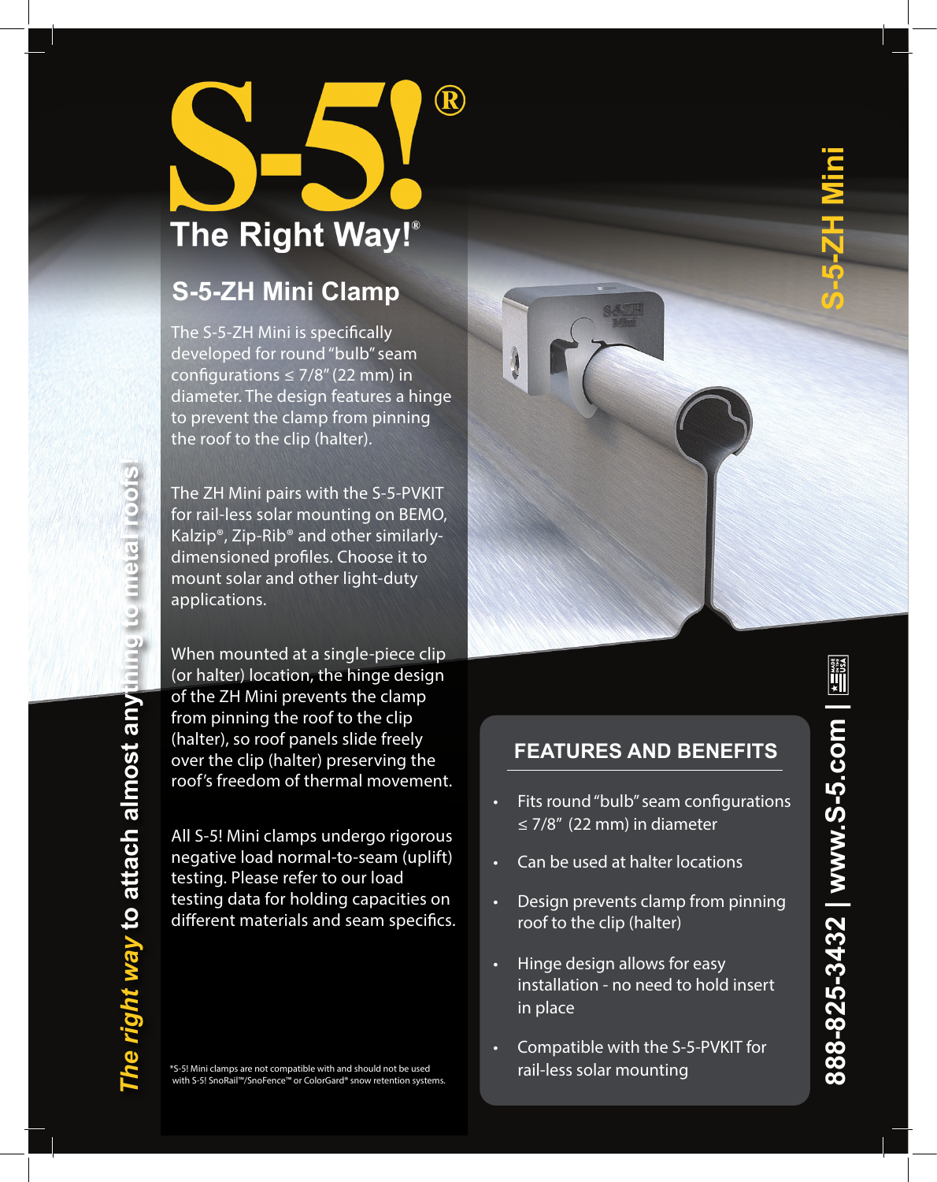# S-5!®

**The Right Way!®**

## S-5-ZH Mini Clamp

The S-5-ZH Mini is specifically developed for round "bulb" seam configurations ≤ 7/8" (22 mm) in diameter. The design features a hinge to prevent the clamp from pinning the roof to the clip (halter).

The ZH Mini pairs with the S-5-PVKIT for rail-less solar mounting on BEMO, Kalzip®, Zip-Rib® and other similarly-dimensioned profiles. Choose it to mount solar and other light-duty applications.

When mounted at a single-piece clip (or halter) location, the hinge design of the ZH Mini prevents the clamp from pinning the roof to the clip (halter), so roof panels slide freely over the clip (halter) preserving the roof's freedom of thermal movement.

All S-5! Mini clamps undergo rigorous negative load normal-to-seam (uplift) testing. Please refer to our load testing data for holding capacities on different materials and seam specifics.

*S-5! Mini clamps are not compatible with and should not be used with S-5! SnoRail™/SnoFence™ or ColorGard® snow retention systems.

*The right way* to attach almost anything to metal roofs!

### FEATURES AND BENEFITS

- Fits round "bulb" seam configurations ≤ 7/8" (22 mm) in diameter
- Can be used at halter locations
- Design prevents clamp from pinning roof to the clip (halter)
- Hinge design allows for easy installation - no need to hold insert in place
- Compatible with the S-5-PVKIT for rail-less solar mounting

**S-5-ZH Mini**

888-825-3432 | www.S-5.com | MADE IN THE USA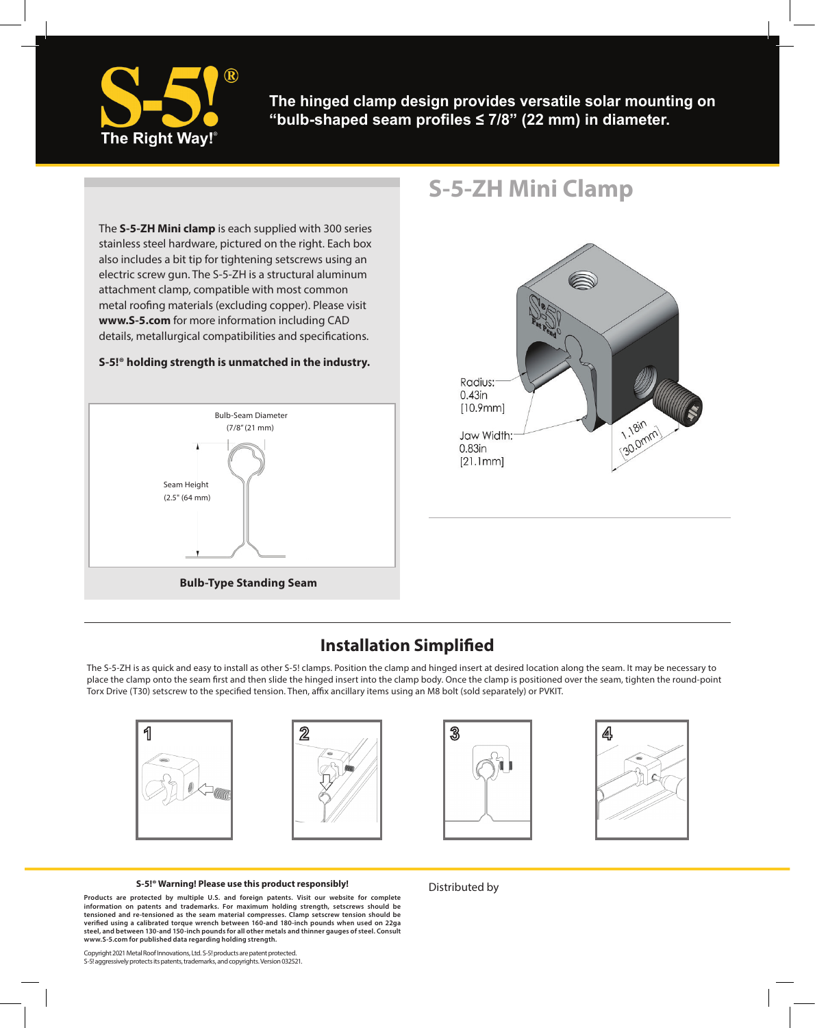**S-5!®** The Right Way!®

**The hinged clamp design provides versatile solar mounting on "bulb-shaped seam profiles ≤ 7/8" (22 mm) in diameter.**

# S-5-ZH Mini Clamp

The **S-5-ZH Mini clamp** is each supplied with 300 series stainless steel hardware, pictured on the right. Each box also includes a bit tip for tightening setscrews using an electric screw gun. The S-5-ZH is a structural aluminum attachment clamp, compatible with most common metal roofing materials (excluding copper). Please visit **www.S-5.com** for more information including CAD details, metallurgical compatibilities and specifications.

**S-5!® holding strength is unmatched in the industry.**

Bulb-Seam Diameter
(7/8" (21 mm)

Seam Height
(2.5" (64 mm)

**Bulb-Type Standing Seam**

Radius:
0.43in
[10.9mm]

Jaw Width:
0.83in
[21.1mm]

1.18in
[30.0mm]

## Installation Simplified

The S-5-ZH is as quick and easy to install as other S-5! clamps. Position the clamp and hinged insert at desired location along the seam. It may be necessary to place the clamp onto the seam first and then slide the hinged insert into the clamp body. Once the clamp is positioned over the seam, tighten the round-point Torx Drive (T30) setscrew to the specified tension. Then, affix ancillary items using an M8 bolt (sold separately) or PVKIT.

1

2

3

4

**S-5!® Warning! Please use this product responsibly!**

**Products are protected by multiple U.S. and foreign patents. Visit our website for complete information on patents and trademarks. For maximum holding strength, setscrews should be tensioned and re-tensioned as the seam material compresses. Clamp setscrew tension should be verified using a calibrated torque wrench between 160-and 180-inch pounds when used on 22ga steel, and between 130-and 150-inch pounds for all other metals and thinner gauges of steel. Consult www.S-5.com for published data regarding holding strength.**

Copyright 2021 Metal Roof Innovations, Ltd. S-5! products are patent protected.
S-5! aggressively protects its patents, trademarks, and copyrights. Version 032521.

Distributed by